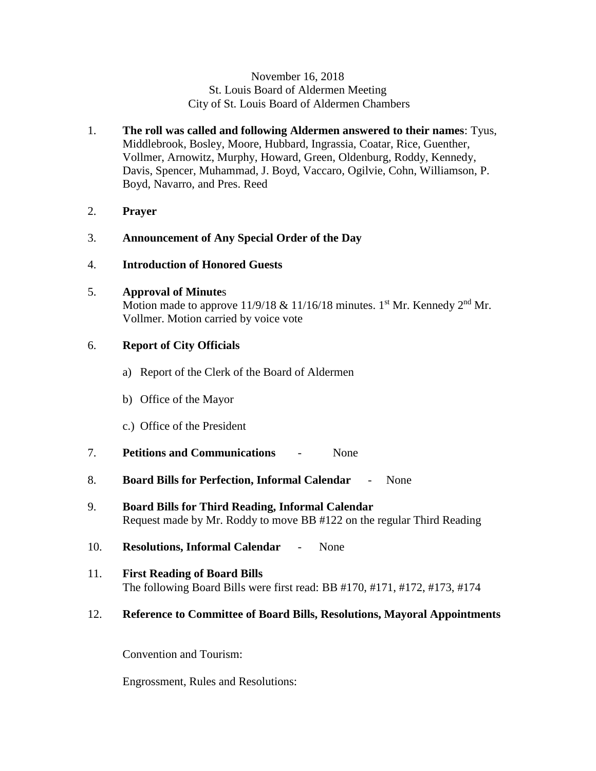November 16, 2018
St. Louis Board of Aldermen Meeting
City of St. Louis Board of Aldermen Chambers

1. **The roll was called and following Aldermen answered to their names**: Tyus, Middlebrook, Bosley, Moore, Hubbard, Ingrassia, Coatar, Rice, Guenther, Vollmer, Arnowitz, Murphy, Howard, Green, Oldenburg, Roddy, Kennedy, Davis, Spencer, Muhammad, J. Boyd, Vaccaro, Ogilvie, Cohn, Williamson, P. Boyd, Navarro, and Pres. Reed

2. **Prayer**

3. **Announcement of Any Special Order of the Day**

4. **Introduction of Honored Guests**

5. **Approval of Minute**s
   Motion made to approve 11/9/18 & 11/16/18 minutes. 1st Mr. Kennedy 2nd Mr. Vollmer. Motion carried by voice vote

6. **Report of City Officials**

   a) Report of the Clerk of the Board of Aldermen

   b) Office of the Mayor

   c.) Office of the President

7. **Petitions and Communications** - None

8. **Board Bills for Perfection, Informal Calendar** - None

9. **Board Bills for Third Reading, Informal Calendar**
   Request made by Mr. Roddy to move BB #122 on the regular Third Reading

10. **Resolutions, Informal Calendar** - None

11. **First Reading of Board Bills**
    The following Board Bills were first read: BB #170, #171, #172, #173, #174

12. **Reference to Committee of Board Bills, Resolutions, Mayoral Appointments**

    Convention and Tourism:

    Engrossment, Rules and Resolutions: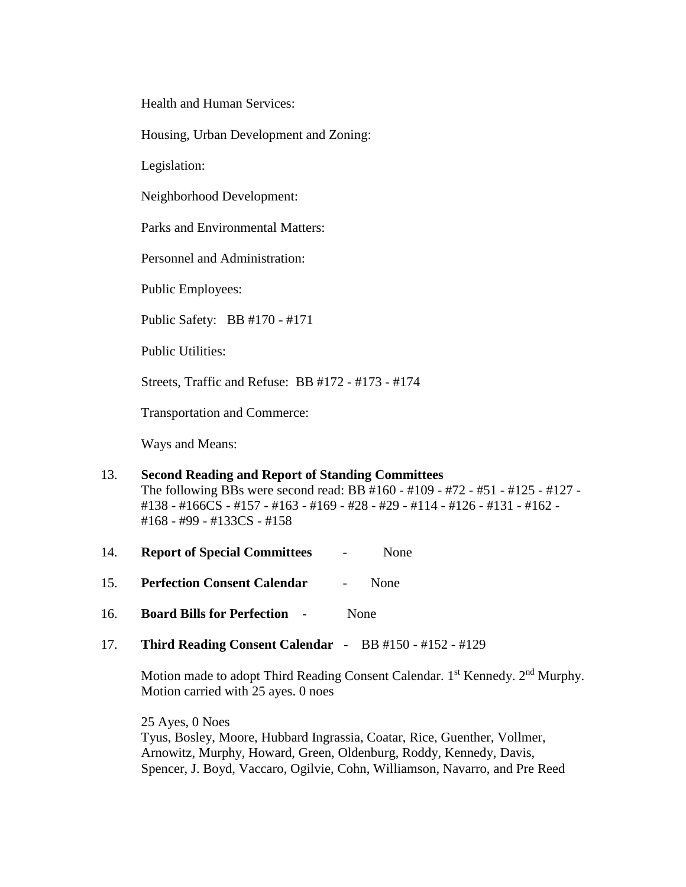Health and Human Services:

Housing, Urban Development and Zoning:

Legislation:

Neighborhood Development:

Parks and Environmental Matters:

Personnel and Administration:

Public Employees:

Public Safety: BB #170 - #171

Public Utilities:

Streets, Traffic and Refuse: BB #172 - #173 - #174

Transportation and Commerce:

Ways and Means:

13. **Second Reading and Report of Standing Committees**
    The following BBs were second read: BB #160 - #109 - #72 - #51 - #125 - #127 - #138 - #166CS - #157 - #163 - #169 - #28 - #29 - #114 - #126 - #131 - #162 - #168 - #99 - #133CS - #158

14. **Report of Special Committees** - None

15. **Perfection Consent Calendar** - None

16. **Board Bills for Perfection** - None

17. **Third Reading Consent Calendar** - BB #150 - #152 - #129

    Motion made to adopt Third Reading Consent Calendar. 1st Kennedy. 2nd Murphy. Motion carried with 25 ayes. 0 noes

    25 Ayes, 0 Noes
    Tyus, Bosley, Moore, Hubbard Ingrassia, Coatar, Rice, Guenther, Vollmer, Arnowitz, Murphy, Howard, Green, Oldenburg, Roddy, Kennedy, Davis, Spencer, J. Boyd, Vaccaro, Ogilvie, Cohn, Williamson, Navarro, and Pre Reed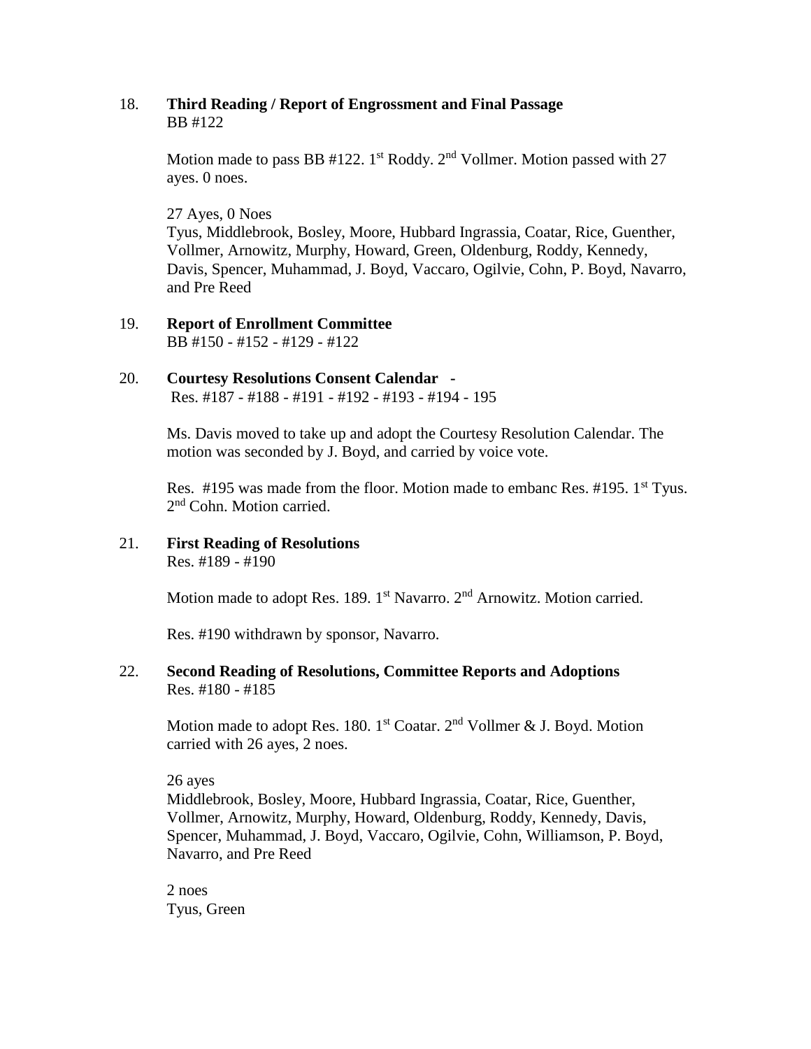18. **Third Reading / Report of Engrossment and Final Passage**
BB #122

Motion made to pass BB #122. 1st Roddy. 2nd Vollmer. Motion passed with 27 ayes. 0 noes.

27 Ayes, 0 Noes
Tyus, Middlebrook, Bosley, Moore, Hubbard Ingrassia, Coatar, Rice, Guenther, Vollmer, Arnowitz, Murphy, Howard, Green, Oldenburg, Roddy, Kennedy, Davis, Spencer, Muhammad, J. Boyd, Vaccaro, Ogilvie, Cohn, P. Boyd, Navarro, and Pre Reed

19. **Report of Enrollment Committee**
BB #150 - #152 - #129 - #122

20. **Courtesy Resolutions Consent Calendar** -
Res. #187 - #188 - #191 - #192 - #193 - #194 - 195

Ms. Davis moved to take up and adopt the Courtesy Resolution Calendar. The motion was seconded by J. Boyd, and carried by voice vote.

Res. #195 was made from the floor. Motion made to embanc Res. #195. 1st Tyus. 2nd Cohn. Motion carried.

21. **First Reading of Resolutions**
Res. #189 - #190

Motion made to adopt Res. 189. 1st Navarro. 2nd Arnowitz. Motion carried.

Res. #190 withdrawn by sponsor, Navarro.

22. **Second Reading of Resolutions, Committee Reports and Adoptions**
Res. #180 - #185

Motion made to adopt Res. 180. 1st Coatar. 2nd Vollmer & J. Boyd. Motion carried with 26 ayes, 2 noes.

26 ayes
Middlebrook, Bosley, Moore, Hubbard Ingrassia, Coatar, Rice, Guenther, Vollmer, Arnowitz, Murphy, Howard, Oldenburg, Roddy, Kennedy, Davis, Spencer, Muhammad, J. Boyd, Vaccaro, Ogilvie, Cohn, Williamson, P. Boyd, Navarro, and Pre Reed

2 noes
Tyus, Green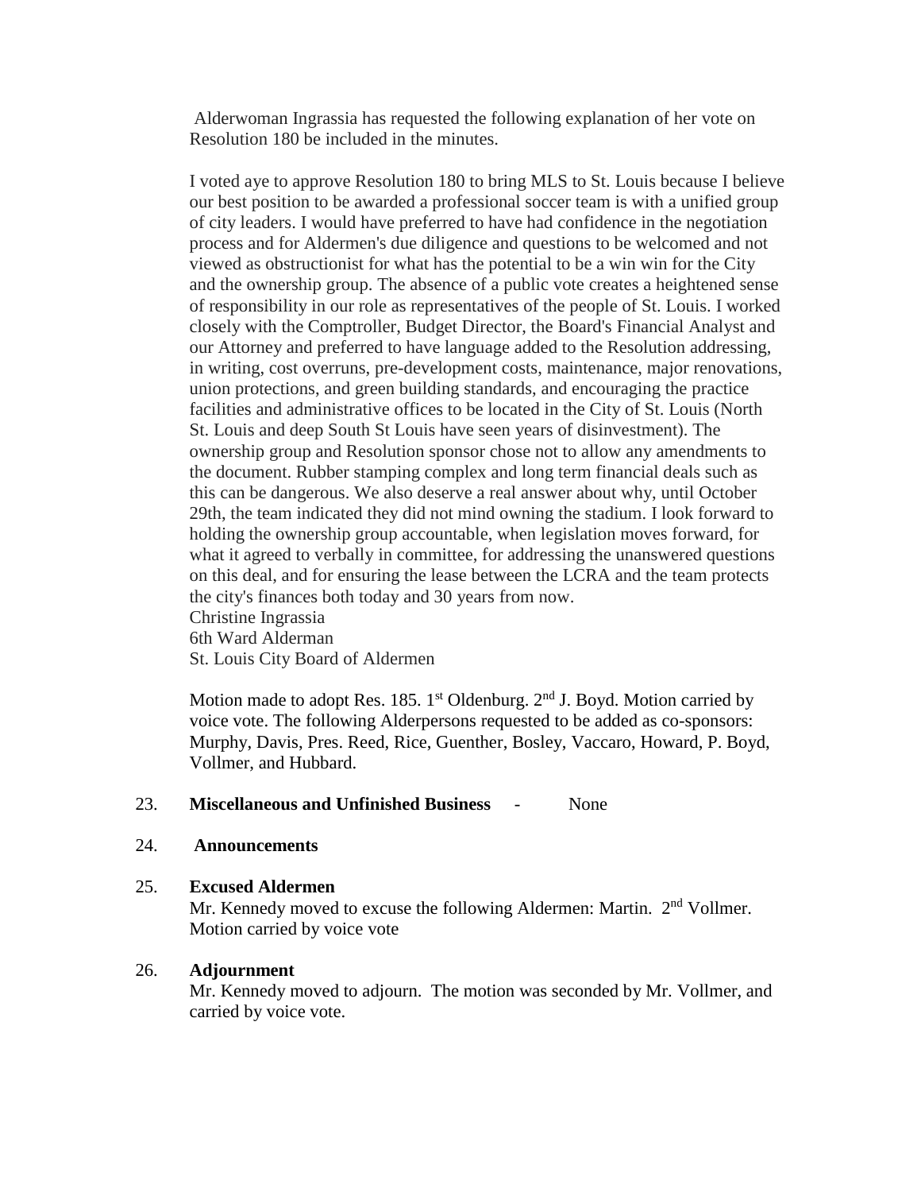Alderwoman Ingrassia has requested the following explanation of her vote on Resolution 180 be included in the minutes.

I voted aye to approve Resolution 180 to bring MLS to St. Louis because I believe our best position to be awarded a professional soccer team is with a unified group of city leaders. I would have preferred to have had confidence in the negotiation process and for Aldermen's due diligence and questions to be welcomed and not viewed as obstructionist for what has the potential to be a win win for the City and the ownership group. The absence of a public vote creates a heightened sense of responsibility in our role as representatives of the people of St. Louis. I worked closely with the Comptroller, Budget Director, the Board's Financial Analyst and our Attorney and preferred to have language added to the Resolution addressing, in writing, cost overruns, pre-development costs, maintenance, major renovations, union protections, and green building standards, and encouraging the practice facilities and administrative offices to be located in the City of St. Louis (North St. Louis and deep South St Louis have seen years of disinvestment). The ownership group and Resolution sponsor chose not to allow any amendments to the document. Rubber stamping complex and long term financial deals such as this can be dangerous. We also deserve a real answer about why, until October 29th, the team indicated they did not mind owning the stadium. I look forward to holding the ownership group accountable, when legislation moves forward, for what it agreed to verbally in committee, for addressing the unanswered questions on this deal, and for ensuring the lease between the LCRA and the team protects the city's finances both today and 30 years from now.
Christine Ingrassia
6th Ward Alderman
St. Louis City Board of Aldermen

Motion made to adopt Res. 185. 1st Oldenburg. 2nd J. Boyd. Motion carried by voice vote. The following Alderpersons requested to be added as co-sponsors: Murphy, Davis, Pres. Reed, Rice, Guenther, Bosley, Vaccaro, Howard, P. Boyd, Vollmer, and Hubbard.

23. **Miscellaneous and Unfinished Business** - None

24. **Announcements**

25. **Excused Aldermen**
Mr. Kennedy moved to excuse the following Aldermen: Martin. 2nd Vollmer. Motion carried by voice vote

26. **Adjournment**
Mr. Kennedy moved to adjourn. The motion was seconded by Mr. Vollmer, and carried by voice vote.